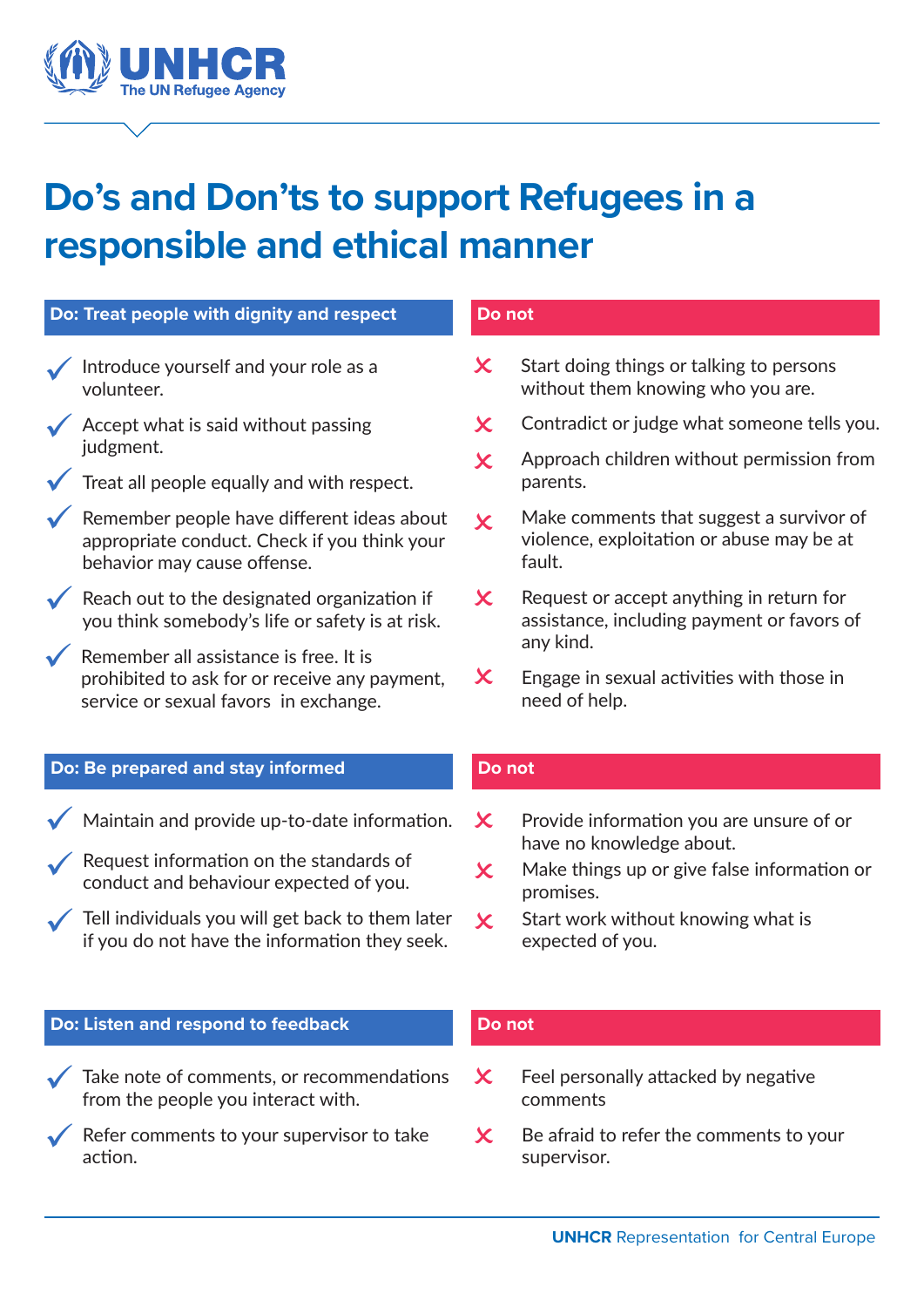UNHCR
The UN Refugee Agency

# Do's and Don'ts to support Refugees in a responsible and ethical manner

## Do: Treat people with dignity and respect

- Introduce yourself and your role as a volunteer.
- Accept what is said without passing judgment.
- Treat all people equally and with respect.
- Remember people have different ideas about appropriate conduct. Check if you think your behavior may cause offense.
- Reach out to the designated organization if you think somebody's life or safety is at risk.
- Remember all assistance is free. It is prohibited to ask for or receive any payment, service or sexual favors in exchange.

## Do not

- Start doing things or talking to persons without them knowing who you are.
- Contradict or judge what someone tells you.
- Approach children without permission from parents.
- Make comments that suggest a survivor of violence, exploitation or abuse may be at fault.
- Request or accept anything in return for assistance, including payment or favors of any kind.
- Engage in sexual activities with those in need of help.

## Do: Be prepared and stay informed

- Maintain and provide up-to-date information.
- Request information on the standards of conduct and behaviour expected of you.
- Tell individuals you will get back to them later if you do not have the information they seek.

## Do not

- Provide information you are unsure of or have no knowledge about.
- Make things up or give false information or promises.
- Start work without knowing what is expected of you.

## Do: Listen and respond to feedback

- Take note of comments, or recommendations from the people you interact with.
- Refer comments to your supervisor to take action.

## Do not

- Feel personally attacked by negative comments
- Be afraid to refer the comments to your supervisor.

**UNHCR** Representation for Central Europe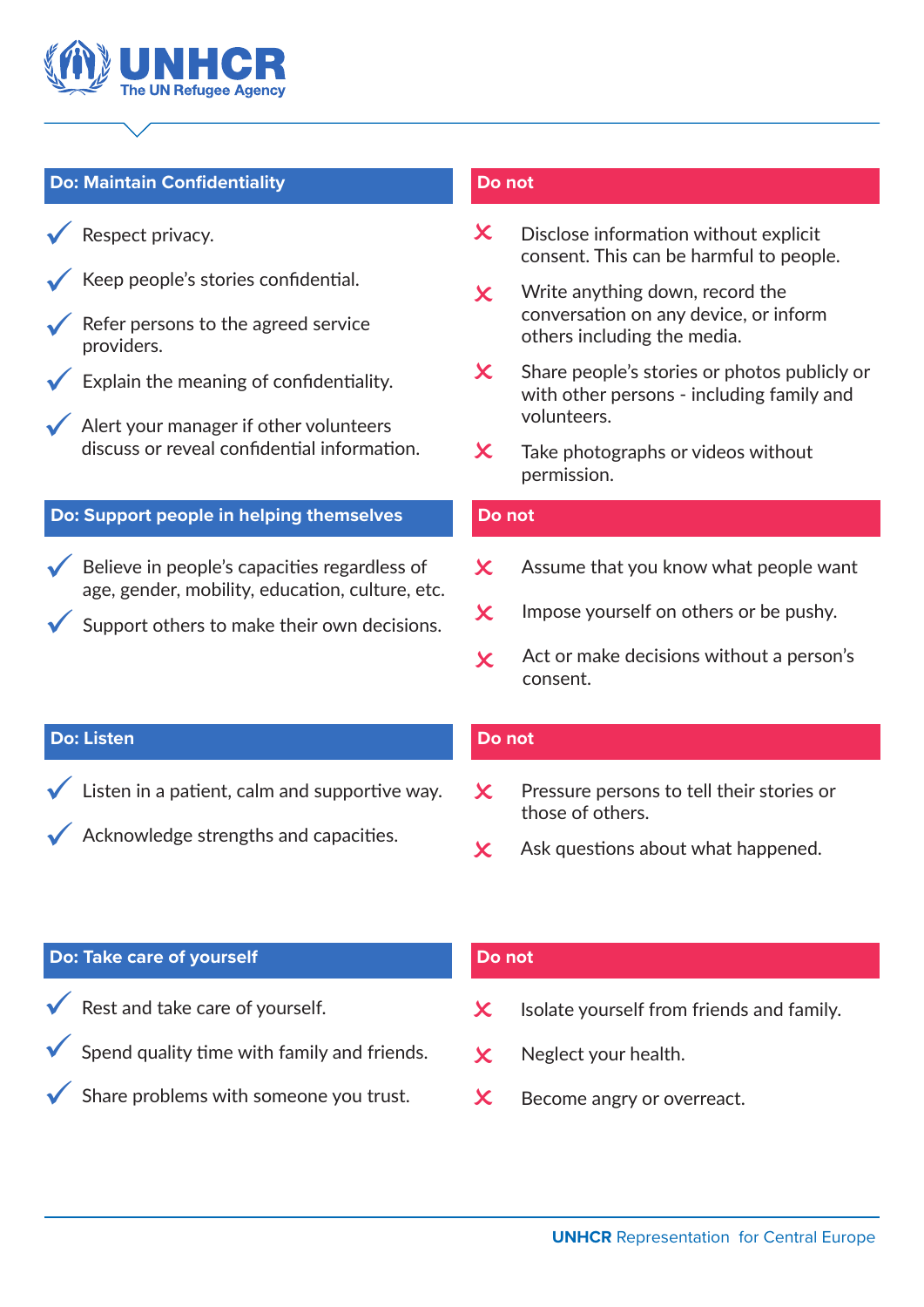UNHCR
The UN Refugee Agency

## Do: Maintain Confidentiality

- ✓ Respect privacy.
- ✓ Keep people's stories confidential.
- ✓ Refer persons to the agreed service providers.
- ✓ Explain the meaning of confidentiality.
- ✓ Alert your manager if other volunteers discuss or reveal confidential information.

## Do not

- ✗ Disclose information without explicit consent. This can be harmful to people.
- ✗ Write anything down, record the conversation on any device, or inform others including the media.
- ✗ Share people's stories or photos publicly or with other persons - including family and volunteers.
- ✗ Take photographs or videos without permission.

## Do: Support people in helping themselves

- ✓ Believe in people's capacities regardless of age, gender, mobility, education, culture, etc.
- ✓ Support others to make their own decisions.

## Do not

- ✗ Assume that you know what people want
- ✗ Impose yourself on others or be pushy.
- ✗ Act or make decisions without a person's consent.

## Do: Listen

- ✓ Listen in a patient, calm and supportive way.
- ✓ Acknowledge strengths and capacities.

## Do not

- ✗ Pressure persons to tell their stories or those of others.
- ✗ Ask questions about what happened.

## Do: Take care of yourself

- ✓ Rest and take care of yourself.
- ✓ Spend quality time with family and friends.
- ✓ Share problems with someone you trust.

## Do not

- ✗ Isolate yourself from friends and family.
- ✗ Neglect your health.
- ✗ Become angry or overreact.

**UNHCR** Representation for Central Europe